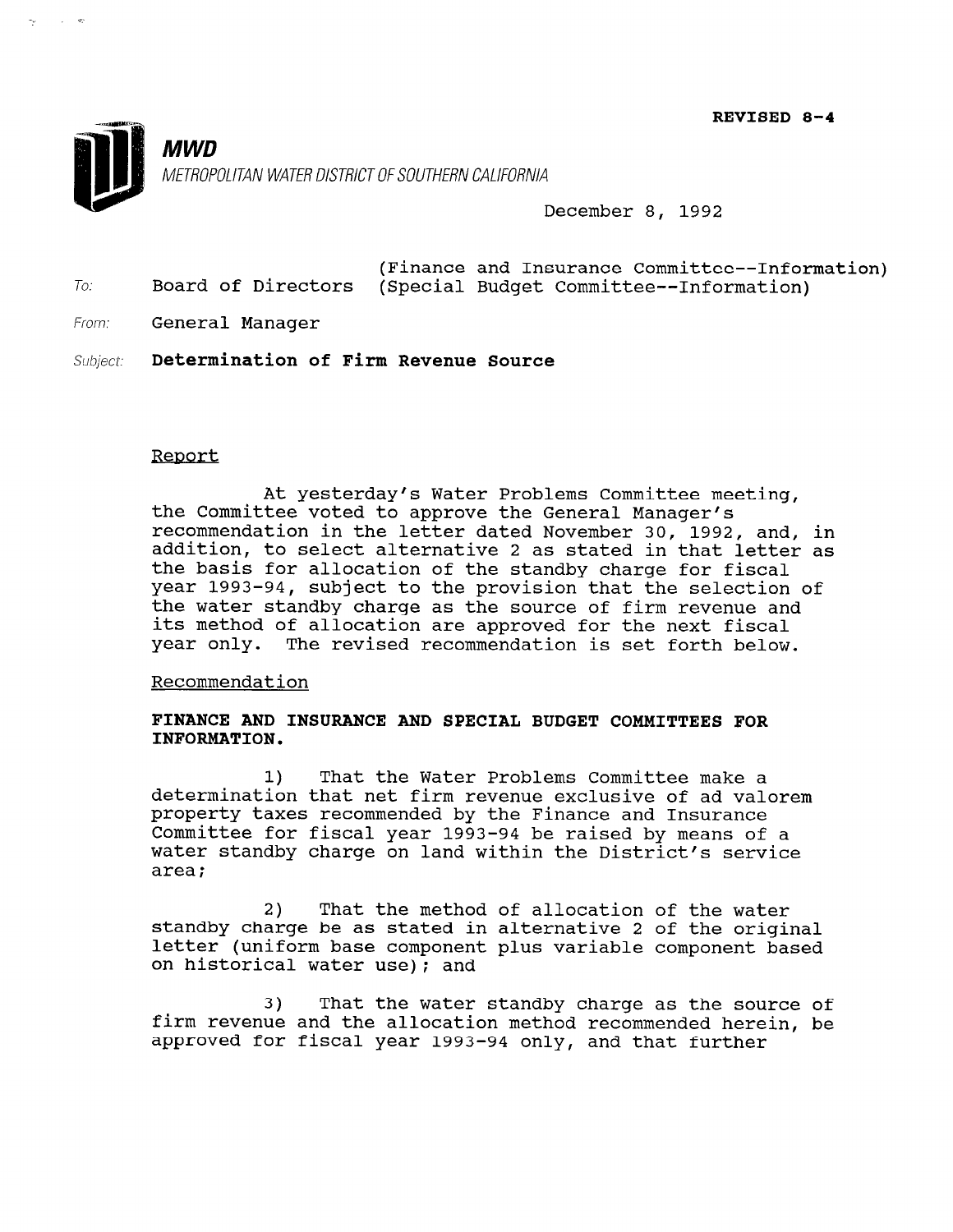REVISED 8-4

**MWD**

METROPOLITAN WATER DISTRICT OF SOUTHERN CALIFORNIA

December 8, 1992

To: Board of Directors (Finance and Insurance Committee--Information) (Special Budget Committee--Information)

From: General Manager

Subject: **Determination of Firm Revenue Source**

Report

At yesterday's Water Problems Committee meeting, the Committee voted to approve the General Manager's recommendation in the letter dated November 30, 1992, and, in addition, to select alternative 2 as stated in that letter as the basis for allocation of the standby charge for fiscal year 1993-94, subject to the provision that the selection of the water standby charge as the source of firm revenue and its method of allocation are approved for the next fiscal year only. The revised recommendation is set forth below.

Recommendation

**FINANCE AND INSURANCE AND SPECIAL BUDGET COMMITTEES FOR INFORMATION.**

1) That the Water Problems Committee make a determination that net firm revenue exclusive of ad valorem property taxes recommended by the Finance and Insurance Committee for fiscal year 1993-94 be raised by means of a water standby charge on land within the District's service area;

2) That the method of allocation of the water standby charge be as stated in alternative 2 of the original letter (uniform base component plus variable component based on historical water use); and

3) That the water standby charge as the source of firm revenue and the allocation method recommended herein, be approved for fiscal year 1993-94 only, and that further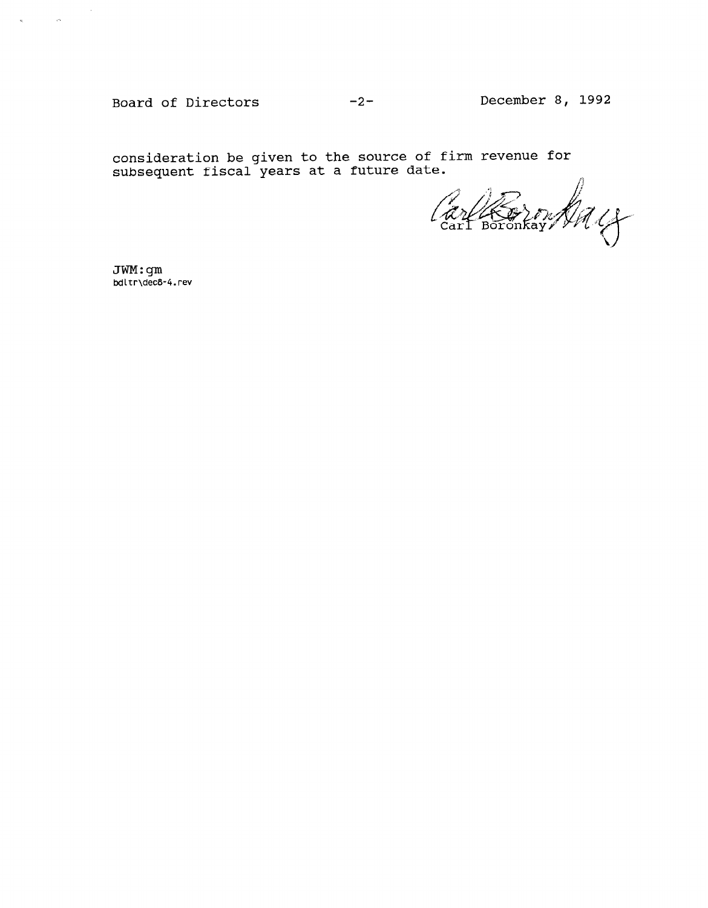consideration be given to the source of firm revenue for subsequent fiscal years at a future date.

Carl Boronkay

JWM:gm
bdltr\dec8-4.rev